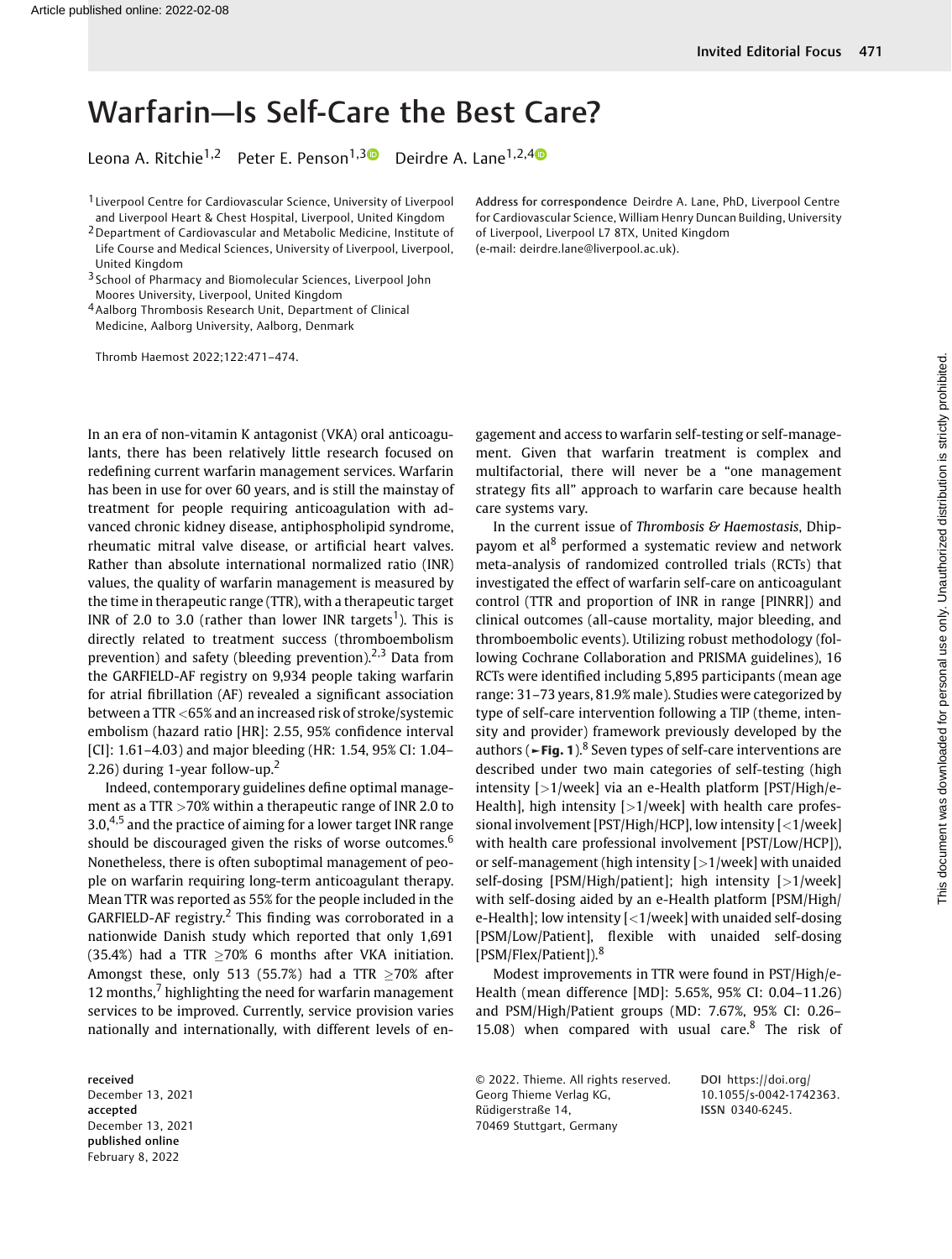# Warfarin—Is Self-Care the Best Care?

Leona A. Ritchie[1,2] Peter E. Penson[1,3] Deirdre A. Lane[1,2,4]

[1] Liverpool Centre for Cardiovascular Science, University of Liverpool and Liverpool Heart & Chest Hospital, Liverpool, United Kingdom
[2] Department of Cardiovascular and Metabolic Medicine, Institute of Life Course and Medical Sciences, University of Liverpool, Liverpool, United Kingdom
[3] School of Pharmacy and Biomolecular Sciences, Liverpool John Moores University, Liverpool, United Kingdom
[4] Aalborg Thrombosis Research Unit, Department of Clinical Medicine, Aalborg University, Aalborg, Denmark

**Address for correspondence** Deirdre A. Lane, PhD, Liverpool Centre for Cardiovascular Science, William Henry Duncan Building, University of Liverpool, Liverpool L7 8TX, United Kingdom (e-mail: deirdre.lane@liverpool.ac.uk).

Thromb Haemost 2022;122:471–474.

In an era of non-vitamin K antagonist (VKA) oral anticoagulants, there has been relatively little research focused on redefining current warfarin management services. Warfarin has been in use for over 60 years, and is still the mainstay of treatment for people requiring anticoagulation with advanced chronic kidney disease, antiphospholipid syndrome, rheumatic mitral valve disease, or artificial heart valves. Rather than absolute international normalized ratio (INR) values, the quality of warfarin management is measured by the time in therapeutic range (TTR), with a therapeutic target INR of 2.0 to 3.0 (rather than lower INR targets[1]). This is directly related to treatment success (thromboembolism prevention) and safety (bleeding prevention).[2,3] Data from the GARFIELD-AF registry on 9,934 people taking warfarin for atrial fibrillation (AF) revealed a significant association between a TTR <65% and an increased risk of stroke/systemic embolism (hazard ratio [HR]: 2.55, 95% confidence interval [CI]: 1.61–4.03) and major bleeding (HR: 1.54, 95% CI: 1.04–2.26) during 1-year follow-up.[2]

Indeed, contemporary guidelines define optimal management as a TTR >70% within a therapeutic range of INR 2.0 to 3.0,[4,5] and the practice of aiming for a lower target INR range should be discouraged given the risks of worse outcomes.[6] Nonetheless, there is often suboptimal management of people on warfarin requiring long-term anticoagulant therapy. Mean TTR was reported as 55% for the people included in the GARFIELD-AF registry.[2] This finding was corroborated in a nationwide Danish study which reported that only 1,691 (35.4%) had a TTR ≥70% 6 months after VKA initiation. Amongst these, only 513 (55.7%) had a TTR ≥70% after 12 months,[7] highlighting the need for warfarin management services to be improved. Currently, service provision varies nationally and internationally, with different levels of engagement and access to warfarin self-testing or self-management. Given that warfarin treatment is complex and multifactorial, there will never be a "one management strategy fits all" approach to warfarin care because health care systems vary.

In the current issue of *Thrombosis & Haemostasis*, Dhippayom et al[8] performed a systematic review and network meta-analysis of randomized controlled trials (RCTs) that investigated the effect of warfarin self-care on anticoagulant control (TTR and proportion of INR in range [PINRR]) and clinical outcomes (all-cause mortality, major bleeding, and thromboembolic events). Utilizing robust methodology (following Cochrane Collaboration and PRISMA guidelines), 16 RCTs were identified including 5,895 participants (mean age range: 31–73 years, 81.9% male). Studies were categorized by type of self-care intervention following a TIP (theme, intensity and provider) framework previously developed by the authors (►**Fig. 1**).[8] Seven types of self-care interventions are described under two main categories of self-testing (high intensity [>1/week] via an e-Health platform [PST/High/e-Health], high intensity [>1/week] with health care professional involvement [PST/High/HCP], low intensity [<1/week] with health care professional involvement [PST/Low/HCP]), or self-management (high intensity [>1/week] with unaided self-dosing [PSM/High/patient]; high intensity [>1/week] with self-dosing aided by an e-Health platform [PSM/High/e-Health]; low intensity [<1/week] with unaided self-dosing [PSM/Low/Patient], flexible with unaided self-dosing [PSM/Flex/Patient]).[8]

Modest improvements in TTR were found in PST/High/e-Health (mean difference [MD]: 5.65%, 95% CI: 0.04–11.26) and PSM/High/Patient groups (MD: 7.67%, 95% CI: 0.26–15.08) when compared with usual care.[8] The risk of

received December 13, 2021
accepted December 13, 2021
published online February 8, 2022

© 2022. Thieme. All rights reserved. Georg Thieme Verlag KG, Rüdigerstraße 14, 70469 Stuttgart, Germany

DOI https://doi.org/10.1055/s-0042-1742363. ISSN 0340-6245.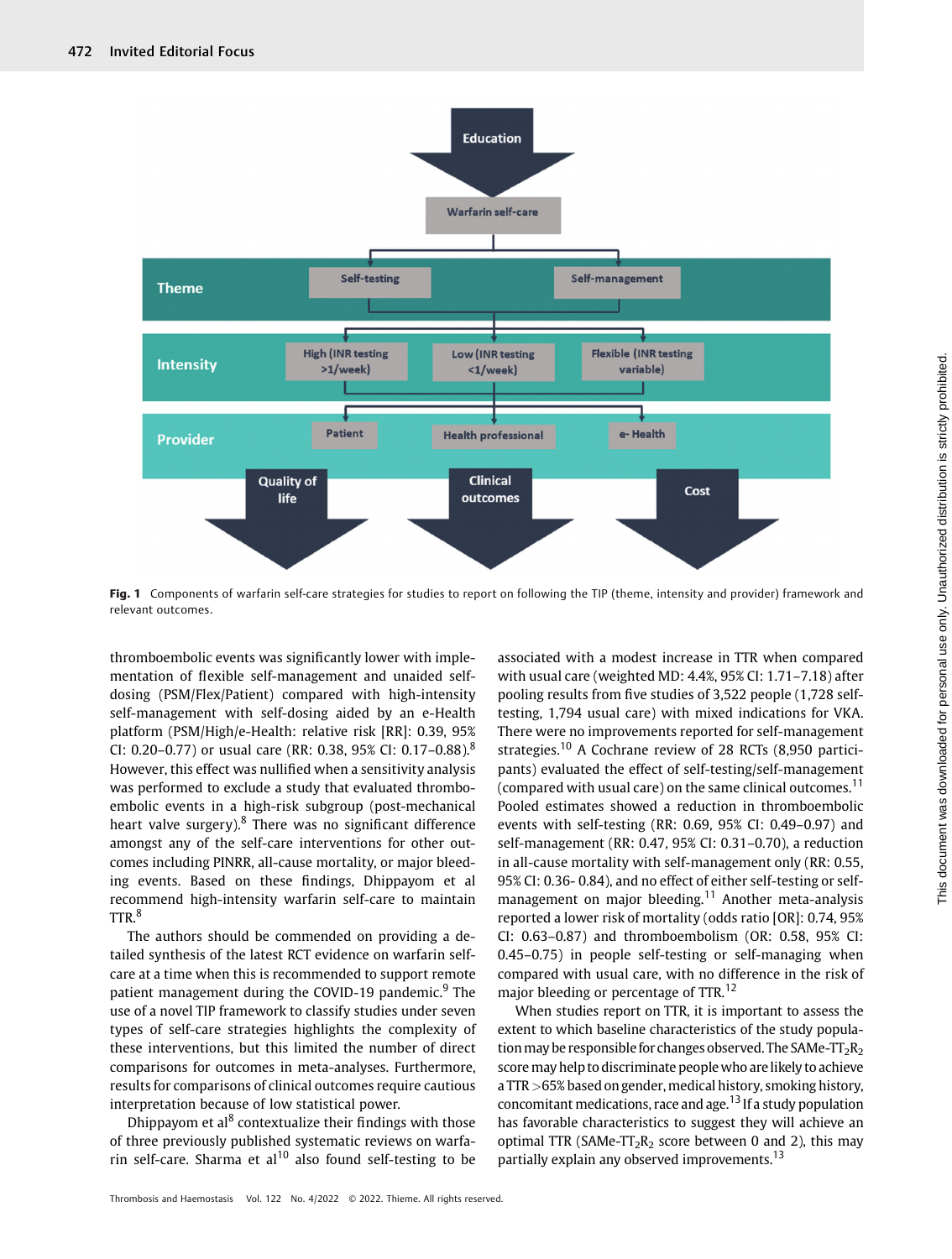Fig. 1 Components of warfarin self-care strategies for studies to report on following the TIP (theme, intensity and provider) framework and relevant outcomes.

thromboembolic events was significantly lower with implementation of flexible self-management and unaided self-dosing (PSM/Flex/Patient) compared with high-intensity self-management with self-dosing aided by an e-Health platform (PSM/High/e-Health: relative risk [RR]: 0.39, 95% CI: 0.20–0.77) or usual care (RR: 0.38, 95% CI: 0.17–0.88).[8] However, this effect was nullified when a sensitivity analysis was performed to exclude a study that evaluated thromboembolic events in a high-risk subgroup (post-mechanical heart valve surgery).[8] There was no significant difference amongst any of the self-care interventions for other outcomes including PINRR, all-cause mortality, or major bleeding events. Based on these findings, Dhippayom et al recommend high-intensity warfarin self-care to maintain TTR.[8]

The authors should be commended on providing a detailed synthesis of the latest RCT evidence on warfarin self-care at a time when this is recommended to support remote patient management during the COVID-19 pandemic.[9] The use of a novel TIP framework to classify studies under seven types of self-care strategies highlights the complexity of these interventions, but this limited the number of direct comparisons for outcomes in meta-analyses. Furthermore, results for comparisons of clinical outcomes require cautious interpretation because of low statistical power.

Dhippayom et al[8] contextualize their findings with those of three previously published systematic reviews on warfarin self-care. Sharma et al[10] also found self-testing to be associated with a modest increase in TTR when compared with usual care (weighted MD: 4.4%, 95% CI: 1.71–7.18) after pooling results from five studies of 3,522 people (1,728 self-testing, 1,794 usual care) with mixed indications for VKA. There were no improvements reported for self-management strategies.[10] A Cochrane review of 28 RCTs (8,950 participants) evaluated the effect of self-testing/self-management (compared with usual care) on the same clinical outcomes.[11] Pooled estimates showed a reduction in thromboembolic events with self-testing (RR: 0.69, 95% CI: 0.49–0.97) and self-management (RR: 0.47, 95% CI: 0.31–0.70), a reduction in all-cause mortality with self-management only (RR: 0.55, 95% CI: 0.36- 0.84), and no effect of either self-testing or self-management on major bleeding.[11] Another meta-analysis reported a lower risk of mortality (odds ratio [OR]: 0.74, 95% CI: 0.63–0.87) and thromboembolism (OR: 0.58, 95% CI: 0.45–0.75) in people self-testing or self-managing when compared with usual care, with no difference in the risk of major bleeding or percentage of TTR.[12]

When studies report on TTR, it is important to assess the extent to which baseline characteristics of the study population may be responsible for changes observed. The SAMe-$TT_2R_2$ score may help to discriminate people who are likely to achieve a TTR >65% based on gender, medical history, smoking history, concomitant medications, race and age.[13] If a study population has favorable characteristics to suggest they will achieve an optimal TTR (SAMe-$TT_2R_2$ score between 0 and 2), this may partially explain any observed improvements.[13]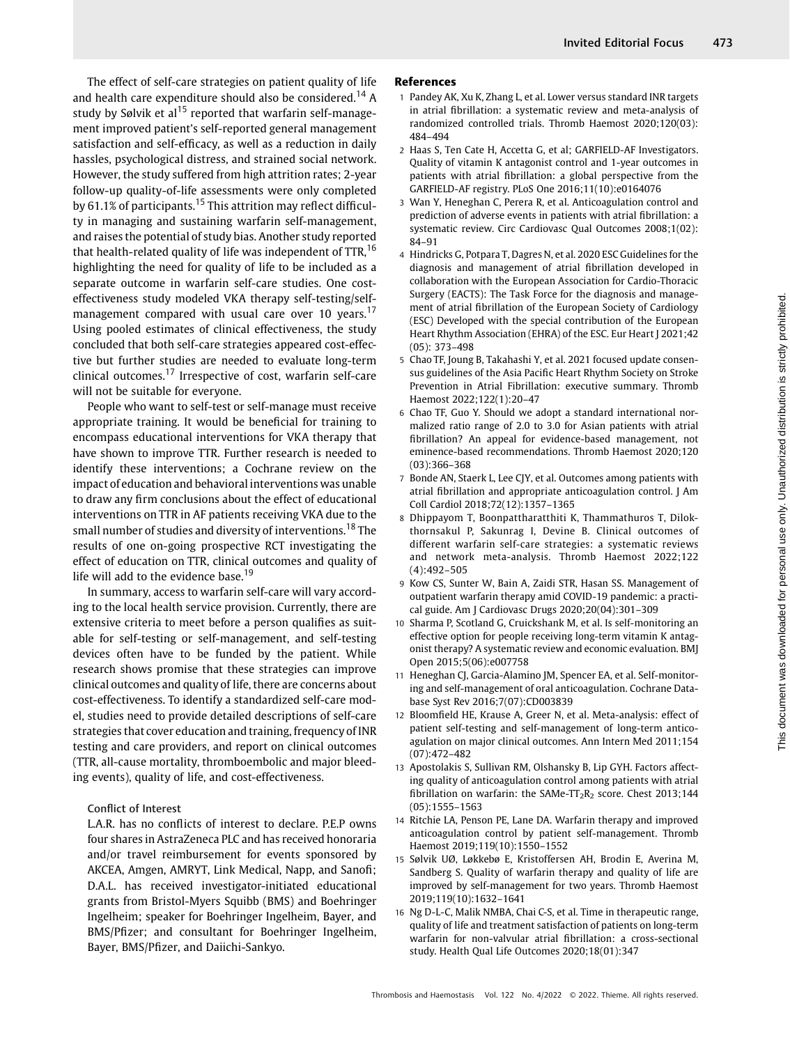The effect of self-care strategies on patient quality of life and health care expenditure should also be considered.[14] A study by Sølvik et al[15] reported that warfarin self-management improved patient's self-reported general management satisfaction and self-efficacy, as well as a reduction in daily hassles, psychological distress, and strained social network. However, the study suffered from high attrition rates; 2-year follow-up quality-of-life assessments were only completed by 61.1% of participants.[15] This attrition may reflect difficulty in managing and sustaining warfarin self-management, and raises the potential of study bias. Another study reported that health-related quality of life was independent of TTR,[16] highlighting the need for quality of life to be included as a separate outcome in warfarin self-care studies. One cost-effectiveness study modeled VKA therapy self-testing/self-management compared with usual care over 10 years.[17] Using pooled estimates of clinical effectiveness, the study concluded that both self-care strategies appeared cost-effective but further studies are needed to evaluate long-term clinical outcomes.[17] Irrespective of cost, warfarin self-care will not be suitable for everyone.

People who want to self-test or self-manage must receive appropriate training. It would be beneficial for training to encompass educational interventions for VKA therapy that have shown to improve TTR. Further research is needed to identify these interventions; a Cochrane review on the impact of education and behavioral interventions was unable to draw any firm conclusions about the effect of educational interventions on TTR in AF patients receiving VKA due to the small number of studies and diversity of interventions.[18] The results of one on-going prospective RCT investigating the effect of education on TTR, clinical outcomes and quality of life will add to the evidence base.[19]

In summary, access to warfarin self-care will vary according to the local health service provision. Currently, there are extensive criteria to meet before a person qualifies as suitable for self-testing or self-management, and self-testing devices often have to be funded by the patient. While research shows promise that these strategies can improve clinical outcomes and quality of life, there are concerns about cost-effectiveness. To identify a standardized self-care model, studies need to provide detailed descriptions of self-care strategies that cover education and training, frequency of INR testing and care providers, and report on clinical outcomes (TTR, all-cause mortality, thromboembolic and major bleeding events), quality of life, and cost-effectiveness.

### Conflict of Interest

L.A.R. has no conflicts of interest to declare. P.E.P owns four shares in AstraZeneca PLC and has received honoraria and/or travel reimbursement for events sponsored by AKCEA, Amgen, AMRYT, Link Medical, Napp, and Sanofi; D.A.L. has received investigator-initiated educational grants from Bristol-Myers Squibb (BMS) and Boehringer Ingelheim; speaker for Boehringer Ingelheim, Bayer, and BMS/Pfizer; and consultant for Boehringer Ingelheim, Bayer, BMS/Pfizer, and Daiichi-Sankyo.

## References

1. Pandey AK, Xu K, Zhang L, et al. Lower versus standard INR targets in atrial fibrillation: a systematic review and meta-analysis of randomized controlled trials. Thromb Haemost 2020;120(03):484–494
2. Haas S, Ten Cate H, Accetta G, et al; GARFIELD-AF Investigators. Quality of vitamin K antagonist control and 1-year outcomes in patients with atrial fibrillation: a global perspective from the GARFIELD-AF registry. PLoS One 2016;11(10):e0164076
3. Wan Y, Heneghan C, Perera R, et al. Anticoagulation control and prediction of adverse events in patients with atrial fibrillation: a systematic review. Circ Cardiovasc Qual Outcomes 2008;1(02):84–91
4. Hindricks G, Potpara T, Dagres N, et al. 2020 ESC Guidelines for the diagnosis and management of atrial fibrillation developed in collaboration with the European Association for Cardio-Thoracic Surgery (EACTS): The Task Force for the diagnosis and management of atrial fibrillation of the European Society of Cardiology (ESC) Developed with the special contribution of the European Heart Rhythm Association (EHRA) of the ESC. Eur Heart J 2021;42(05): 373–498
5. Chao TF, Joung B, Takahashi Y, et al. 2021 focused update consensus guidelines of the Asia Pacific Heart Rhythm Society on Stroke Prevention in Atrial Fibrillation: executive summary. Thromb Haemost 2022;122(1):20–47
6. Chao TF, Guo Y. Should we adopt a standard international normalized ratio range of 2.0 to 3.0 for Asian patients with atrial fibrillation? An appeal for evidence-based management, not eminence-based recommendations. Thromb Haemost 2020;120(03):366–368
7. Bonde AN, Staerk L, Lee CJY, et al. Outcomes among patients with atrial fibrillation and appropriate anticoagulation control. J Am Coll Cardiol 2018;72(12):1357–1365
8. Dhippayom T, Boonpattharatthiti K, Thammathuros T, Dilokthornsakul P, Sakunrag I, Devine B. Clinical outcomes of different warfarin self-care strategies: a systematic reviews and network meta-analysis. Thromb Haemost 2022;122(4):492–505
9. Kow CS, Sunter W, Bain A, Zaidi STR, Hasan SS. Management of outpatient warfarin therapy amid COVID-19 pandemic: a practical guide. Am J Cardiovasc Drugs 2020;20(04):301–309
10. Sharma P, Scotland G, Cruickshank M, et al. Is self-monitoring an effective option for people receiving long-term vitamin K antagonist therapy? A systematic review and economic evaluation. BMJ Open 2015;5(06):e007758
11. Heneghan CJ, Garcia-Alamino JM, Spencer EA, et al. Self-monitoring and self-management of oral anticoagulation. Cochrane Database Syst Rev 2016;7(07):CD003839
12. Bloomfield HE, Krause A, Greer N, et al. Meta-analysis: effect of patient self-testing and self-management of long-term anticoagulation on major clinical outcomes. Ann Intern Med 2011;154(07):472–482
13. Apostolakis S, Sullivan RM, Olshansky B, Lip GYH. Factors affecting quality of anticoagulation control among patients with atrial fibrillation on warfarin: the SAMe-$TT_2R_2$ score. Chest 2013;144(05):1555–1563
14. Ritchie LA, Penson PE, Lane DA. Warfarin therapy and improved anticoagulation control by patient self-management. Thromb Haemost 2019;119(10):1550–1552
15. Sølvik UØ, Løkkebø E, Kristoffersen AH, Brodin E, Averina M, Sandberg S. Quality of warfarin therapy and quality of life are improved by self-management for two years. Thromb Haemost 2019;119(10):1632–1641
16. Ng D-L-C, Malik NMBA, Chai C-S, et al. Time in therapeutic range, quality of life and treatment satisfaction of patients on long-term warfarin for non-valvular atrial fibrillation: a cross-sectional study. Health Qual Life Outcomes 2020;18(01):347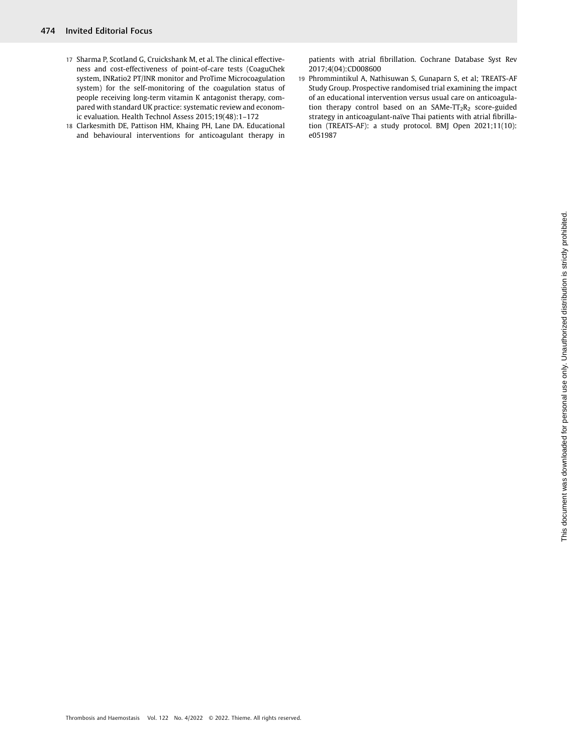17 Sharma P, Scotland G, Cruickshank M, et al. The clinical effectiveness and cost-effectiveness of point-of-care tests (CoaguChek system, INRatio2 PT/INR monitor and ProTime Microcoagulation system) for the self-monitoring of the coagulation status of people receiving long-term vitamin K antagonist therapy, compared with standard UK practice: systematic review and economic evaluation. Health Technol Assess 2015;19(48):1–172

18 Clarkesmith DE, Pattison HM, Khaing PH, Lane DA. Educational and behavioural interventions for anticoagulant therapy in patients with atrial fibrillation. Cochrane Database Syst Rev 2017;4(04):CD008600

19 Phrommintikul A, Nathisuwan S, Gunaparn S, et al; TREATS-AF Study Group. Prospective randomised trial examining the impact of an educational intervention versus usual care on anticoagulation therapy control based on an SAMe-$TT_2R_2$ score-guided strategy in anticoagulant-naïve Thai patients with atrial fibrillation (TREATS-AF): a study protocol. BMJ Open 2021;11(10):e051987